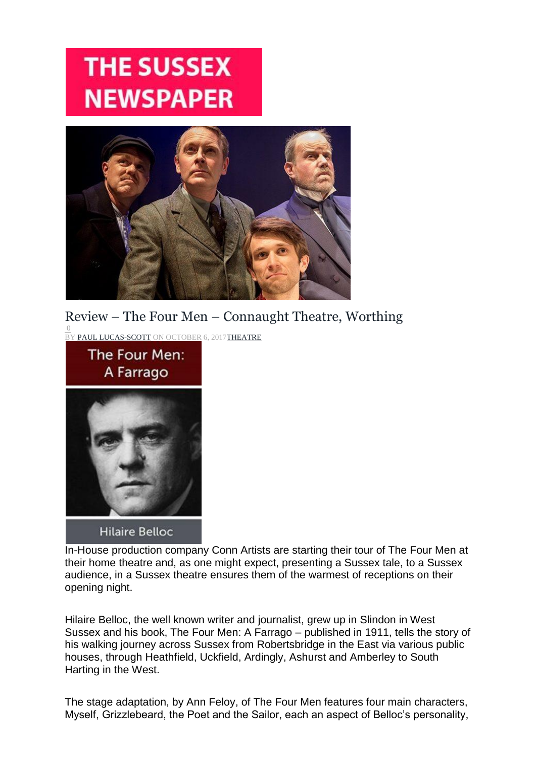# THE SUSSEX NEWSPAPER

## Review – The Four Men – Connaught Theatre, Worthing

0

BY PAUL LUCAS-SCOTT ON OCTOBER 6, 2017THEATRE

The Four Men: A Farrago

Hilaire Belloc

In-House production company Conn Artists are starting their tour of The Four Men at their home theatre and, as one might expect, presenting a Sussex tale, to a Sussex audience, in a Sussex theatre ensures them of the warmest of receptions on their opening night.

Hilaire Belloc, the well known writer and journalist, grew up in Slindon in West Sussex and his book, The Four Men: A Farrago – published in 1911, tells the story of his walking journey across Sussex from Robertsbridge in the East via various public houses, through Heathfield, Uckfield, Ardingly, Ashurst and Amberley to South Harting in the West.

The stage adaptation, by Ann Feloy, of The Four Men features four main characters, Myself, Grizzlebeard, the Poet and the Sailor, each an aspect of Belloc's personality,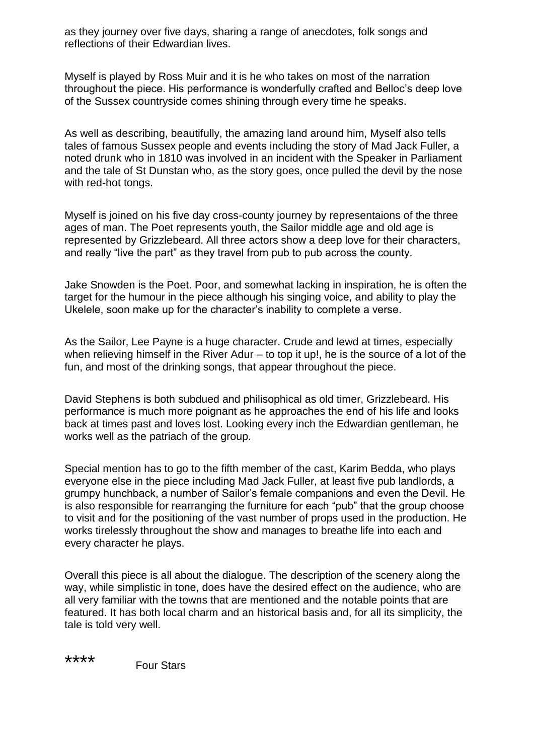as they journey over five days, sharing a range of anecdotes, folk songs and reflections of their Edwardian lives.

Myself is played by Ross Muir and it is he who takes on most of the narration throughout the piece. His performance is wonderfully crafted and Belloc's deep love of the Sussex countryside comes shining through every time he speaks.

As well as describing, beautifully, the amazing land around him, Myself also tells tales of famous Sussex people and events including the story of Mad Jack Fuller, a noted drunk who in 1810 was involved in an incident with the Speaker in Parliament and the tale of St Dunstan who, as the story goes, once pulled the devil by the nose with red-hot tongs.

Myself is joined on his five day cross-county journey by representaions of the three ages of man. The Poet represents youth, the Sailor middle age and old age is represented by Grizzlebeard. All three actors show a deep love for their characters, and really "live the part" as they travel from pub to pub across the county.

Jake Snowden is the Poet. Poor, and somewhat lacking in inspiration, he is often the target for the humour in the piece although his singing voice, and ability to play the Ukelele, soon make up for the character's inability to complete a verse.

As the Sailor, Lee Payne is a huge character. Crude and lewd at times, especially when relieving himself in the River Adur – to top it up!, he is the source of a lot of the fun, and most of the drinking songs, that appear throughout the piece.

David Stephens is both subdued and philisophical as old timer, Grizzlebeard. His performance is much more poignant as he approaches the end of his life and looks back at times past and loves lost. Looking every inch the Edwardian gentleman, he works well as the patriach of the group.

Special mention has to go to the fifth member of the cast, Karim Bedda, who plays everyone else in the piece including Mad Jack Fuller, at least five pub landlords, a grumpy hunchback, a number of Sailor's female companions and even the Devil. He is also responsible for rearranging the furniture for each "pub" that the group choose to visit and for the positioning of the vast number of props used in the production. He works tirelessly throughout the show and manages to breathe life into each and every character he plays.

Overall this piece is all about the dialogue. The description of the scenery along the way, while simplistic in tone, does have the desired effect on the audience, who are all very familiar with the towns that are mentioned and the notable points that are featured. It has both local charm and an historical basis and, for all its simplicity, the tale is told very well.

**** Four Stars